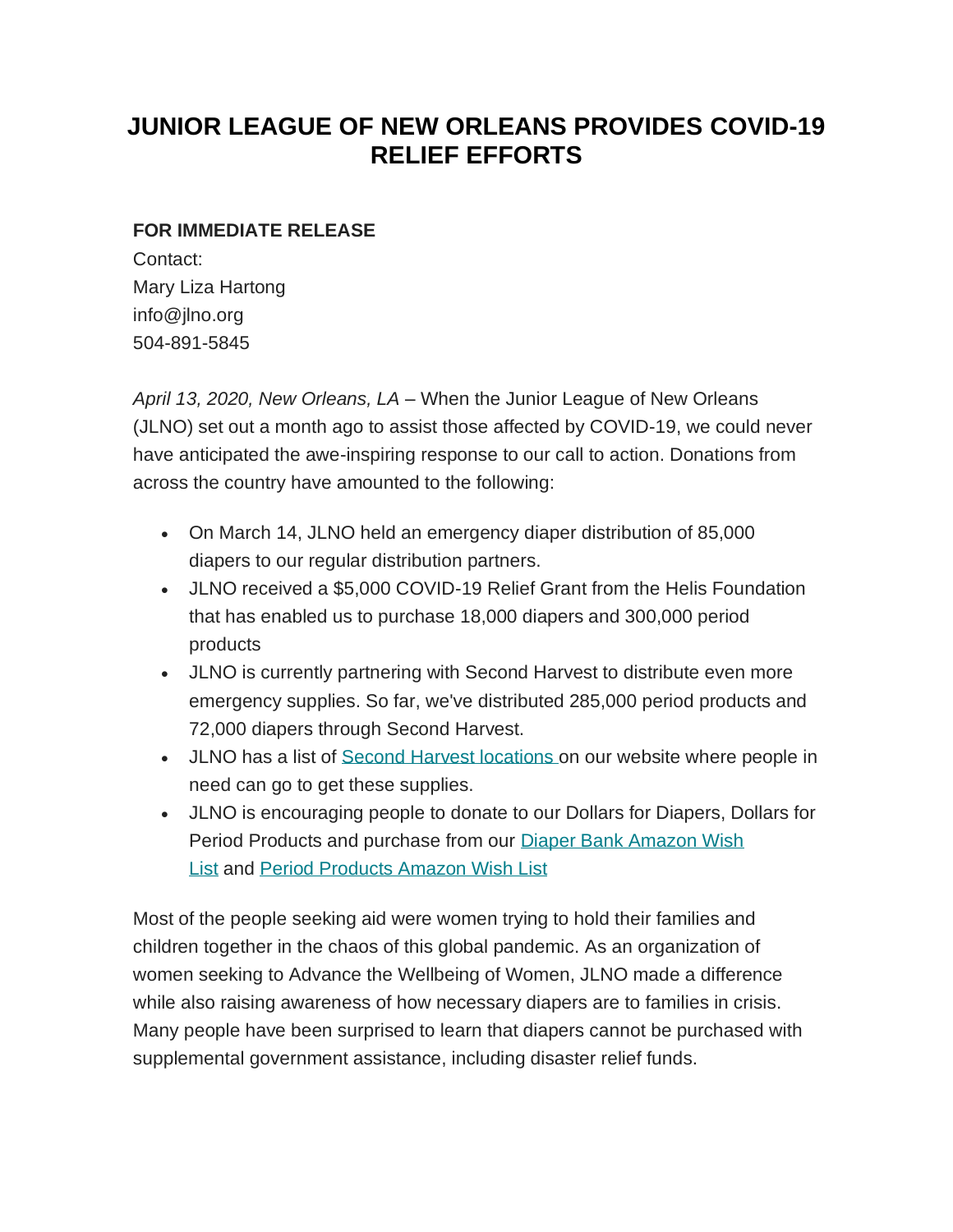# JUNIOR LEAGUE OF NEW ORLEANS PROVIDES COVID-19 RELIEF EFFORTS

**FOR IMMEDIATE RELEASE**
Contact:
Mary Liza Hartong
info@jlno.org
504-891-5845

*April 13, 2020, New Orleans, LA* – When the Junior League of New Orleans (JLNO) set out a month ago to assist those affected by COVID-19, we could never have anticipated the awe-inspiring response to our call to action. Donations from across the country have amounted to the following:

- On March 14, JLNO held an emergency diaper distribution of 85,000 diapers to our regular distribution partners.
- JLNO received a $5,000 COVID-19 Relief Grant from the Helis Foundation that has enabled us to purchase 18,000 diapers and 300,000 period products
- JLNO is currently partnering with Second Harvest to distribute even more emergency supplies. So far, we've distributed 285,000 period products and 72,000 diapers through Second Harvest.
- JLNO has a list of [Second Harvest locations ]on our website where people in need can go to get these supplies.
- JLNO is encouraging people to donate to our Dollars for Diapers, Dollars for Period Products and purchase from our [Diaper Bank Amazon Wish List] and [Period Products Amazon Wish List]

Most of the people seeking aid were women trying to hold their families and children together in the chaos of this global pandemic. As an organization of women seeking to Advance the Wellbeing of Women, JLNO made a difference while also raising awareness of how necessary diapers are to families in crisis. Many people have been surprised to learn that diapers cannot be purchased with supplemental government assistance, including disaster relief funds.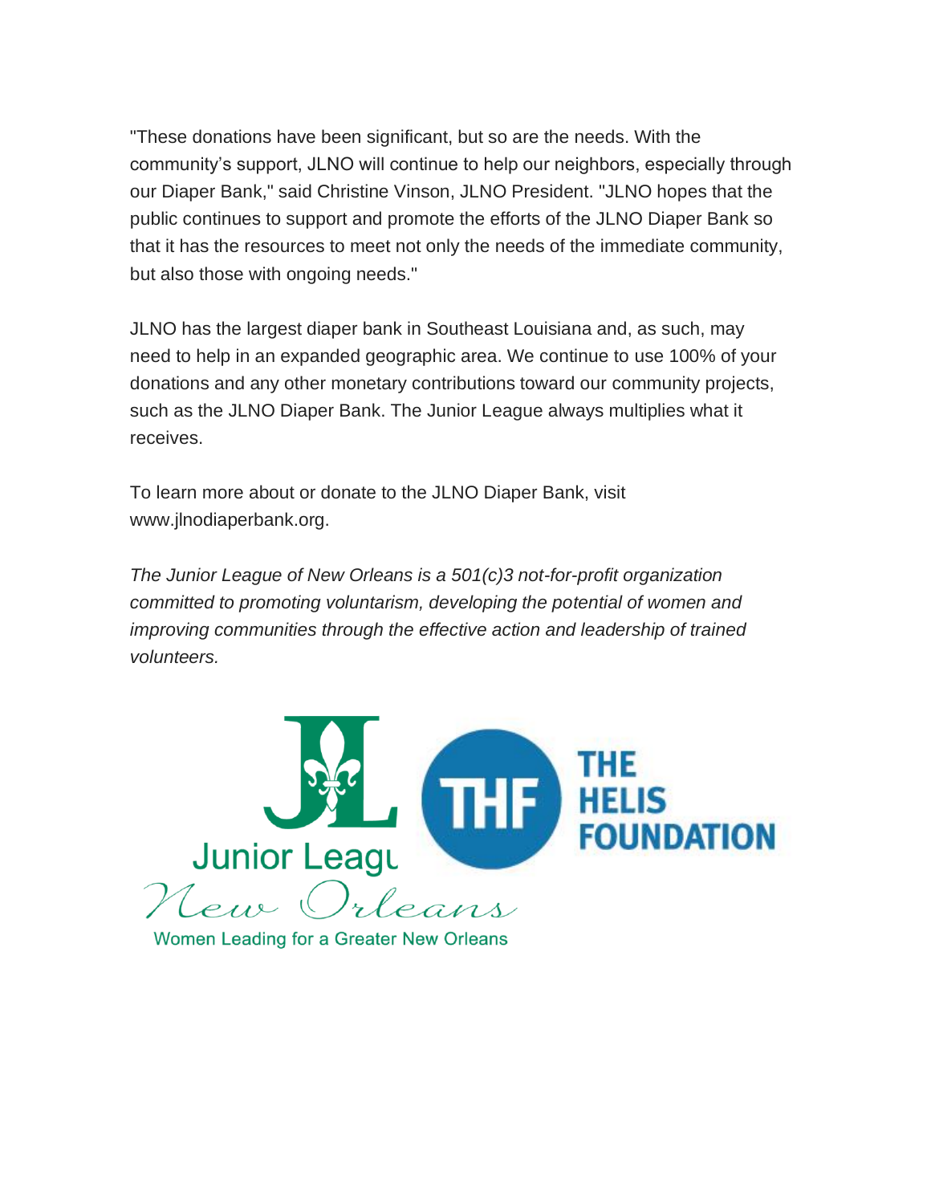"These donations have been significant, but so are the needs. With the community's support, JLNO will continue to help our neighbors, especially through our Diaper Bank," said Christine Vinson, JLNO President. "JLNO hopes that the public continues to support and promote the efforts of the JLNO Diaper Bank so that it has the resources to meet not only the needs of the immediate community, but also those with ongoing needs."

JLNO has the largest diaper bank in Southeast Louisiana and, as such, may need to help in an expanded geographic area. We continue to use 100% of your donations and any other monetary contributions toward our community projects, such as the JLNO Diaper Bank. The Junior League always multiplies what it receives.

To learn more about or donate to the JLNO Diaper Bank, visit www.jlnodiaperbank.org.

*The Junior League of New Orleans is a 501(c)3 not-for-profit organization committed to promoting voluntarism, developing the potential of women and improving communities through the effective action and leadership of trained volunteers.*

Junior League New Orleans

Women Leading for a Greater New Orleans

THF THE HELIS FOUNDATION